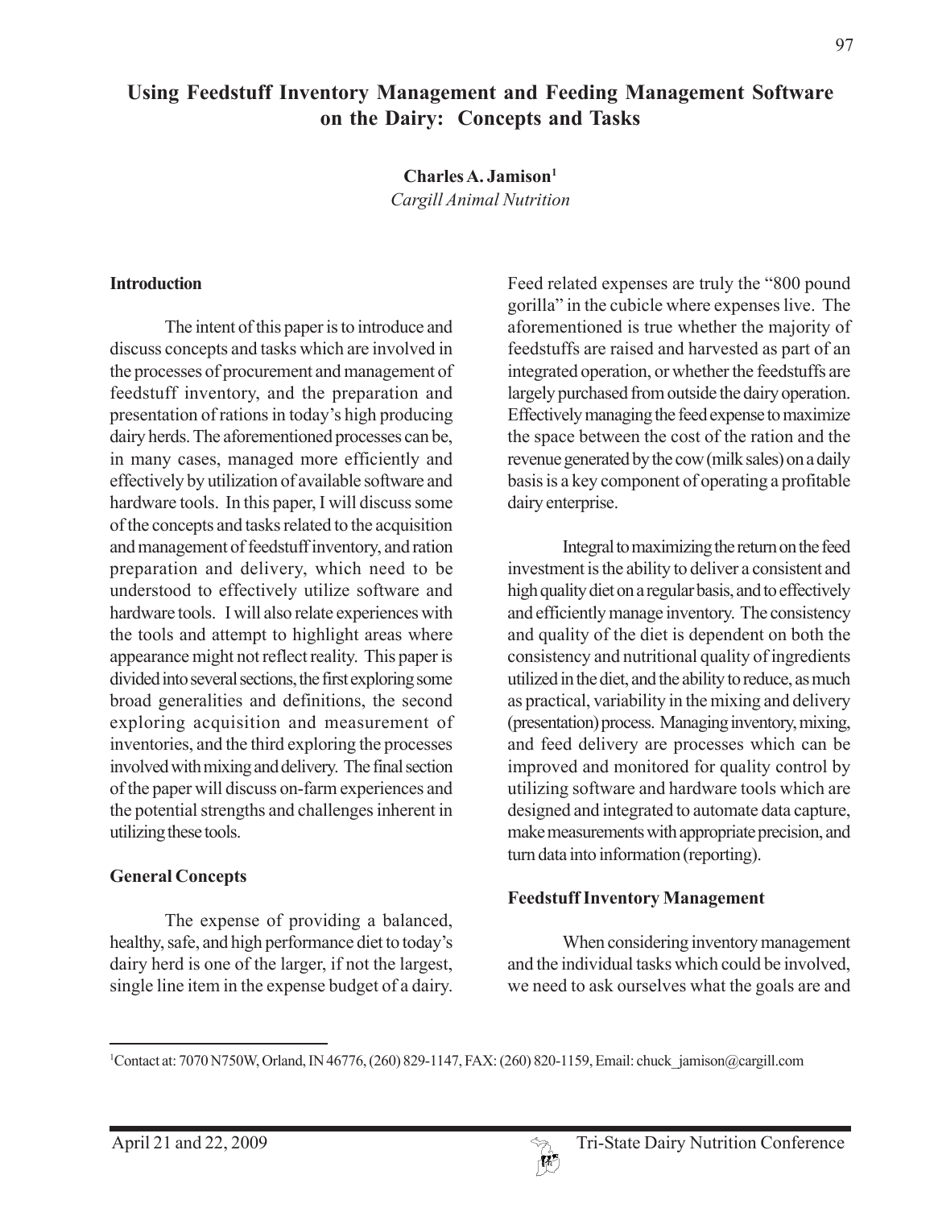# Using Feedstuff Inventory Management and Feeding Management Software on the Dairy: Concepts and Tasks

**Charles A. Jamison[1]**

*Cargill Animal Nutrition*

## Introduction

The intent of this paper is to introduce and discuss concepts and tasks which are involved in the processes of procurement and management of feedstuff inventory, and the preparation and presentation of rations in today's high producing dairy herds. The aforementioned processes can be, in many cases, managed more efficiently and effectively by utilization of available software and hardware tools. In this paper, I will discuss some of the concepts and tasks related to the acquisition and management of feedstuff inventory, and ration preparation and delivery, which need to be understood to effectively utilize software and hardware tools. I will also relate experiences with the tools and attempt to highlight areas where appearance might not reflect reality. This paper is divided into several sections, the first exploring some broad generalities and definitions, the second exploring acquisition and measurement of inventories, and the third exploring the processes involved with mixing and delivery. The final section of the paper will discuss on-farm experiences and the potential strengths and challenges inherent in utilizing these tools.

## General Concepts

The expense of providing a balanced, healthy, safe, and high performance diet to today's dairy herd is one of the larger, if not the largest, single line item in the expense budget of a dairy. Feed related expenses are truly the "800 pound gorilla" in the cubicle where expenses live. The aforementioned is true whether the majority of feedstuffs are raised and harvested as part of an integrated operation, or whether the feedstuffs are largely purchased from outside the dairy operation. Effectively managing the feed expense to maximize the space between the cost of the ration and the revenue generated by the cow (milk sales) on a daily basis is a key component of operating a profitable dairy enterprise.

Integral to maximizing the return on the feed investment is the ability to deliver a consistent and high quality diet on a regular basis, and to effectively and efficiently manage inventory. The consistency and quality of the diet is dependent on both the consistency and nutritional quality of ingredients utilized in the diet, and the ability to reduce, as much as practical, variability in the mixing and delivery (presentation) process. Managing inventory, mixing, and feed delivery are processes which can be improved and monitored for quality control by utilizing software and hardware tools which are designed and integrated to automate data capture, make measurements with appropriate precision, and turn data into information (reporting).

## Feedstuff Inventory Management

When considering inventory management and the individual tasks which could be involved, we need to ask ourselves what the goals are and

---

[1]Contact at: 7070 N750W, Orland, IN 46776, (260) 829-1147, FAX: (260) 820-1159, Email: chuck_jamison@cargill.com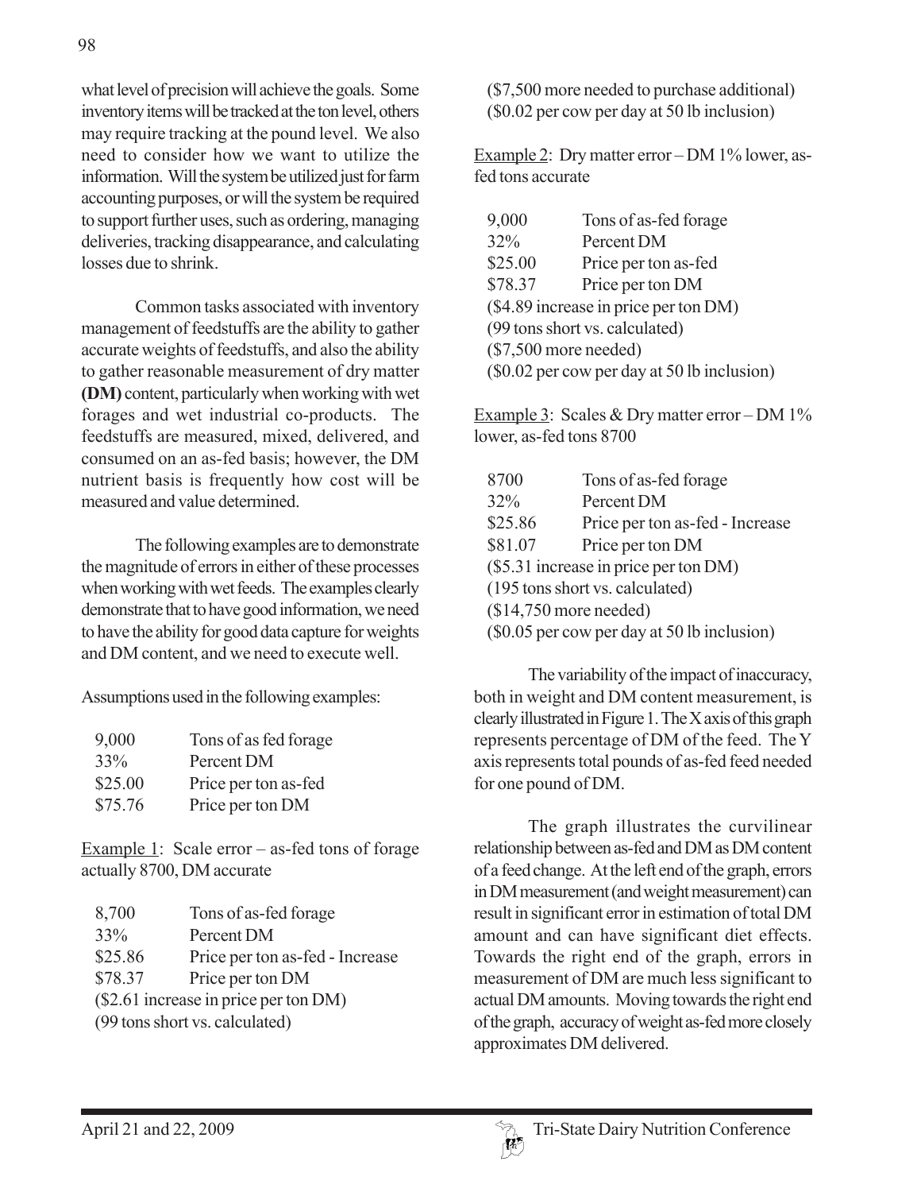what level of precision will achieve the goals. Some inventory items will be tracked at the ton level, others may require tracking at the pound level. We also need to consider how we want to utilize the information. Will the system be utilized just for farm accounting purposes, or will the system be required to support further uses, such as ordering, managing deliveries, tracking disappearance, and calculating losses due to shrink.

Common tasks associated with inventory management of feedstuffs are the ability to gather accurate weights of feedstuffs, and also the ability to gather reasonable measurement of dry matter **(DM)** content, particularly when working with wet forages and wet industrial co-products. The feedstuffs are measured, mixed, delivered, and consumed on an as-fed basis; however, the DM nutrient basis is frequently how cost will be measured and value determined.

The following examples are to demonstrate the magnitude of errors in either of these processes when working with wet feeds. The examples clearly demonstrate that to have good information, we need to have the ability for good data capture for weights and DM content, and we need to execute well.

Assumptions used in the following examples:

| | |
|---|---|
| 9,000 | Tons of as fed forage |
| 33% | Percent DM |
| \$25.00 | Price per ton as-fed |
| \$75.76 | Price per ton DM |

Example 1: Scale error – as-fed tons of forage actually 8700, DM accurate

| | |
|---|---|
| 8,700 | Tons of as-fed forage |
| 33% | Percent DM |
| \$25.86 | Price per ton as-fed - Increase |
| \$78.37 | Price per ton DM |

(\$2.61 increase in price per ton DM)
(99 tons short vs. calculated)
(\$7,500 more needed to purchase additional)
(\$0.02 per cow per day at 50 lb inclusion)

Example 2: Dry matter error – DM 1% lower, as-fed tons accurate

| | |
|---|---|
| 9,000 | Tons of as-fed forage |
| 32% | Percent DM |
| \$25.00 | Price per ton as-fed |
| \$78.37 | Price per ton DM |

(\$4.89 increase in price per ton DM)
(99 tons short vs. calculated)
(\$7,500 more needed)
(\$0.02 per cow per day at 50 lb inclusion)

Example 3: Scales & Dry matter error – DM 1% lower, as-fed tons 8700

| | |
|---|---|
| 8700 | Tons of as-fed forage |
| 32% | Percent DM |
| \$25.86 | Price per ton as-fed - Increase |
| \$81.07 | Price per ton DM |

(\$5.31 increase in price per ton DM)
(195 tons short vs. calculated)
(\$14,750 more needed)
(\$0.05 per cow per day at 50 lb inclusion)

The variability of the impact of inaccuracy, both in weight and DM content measurement, is clearly illustrated in Figure 1. The X axis of this graph represents percentage of DM of the feed. The Y axis represents total pounds of as-fed feed needed for one pound of DM.

The graph illustrates the curvilinear relationship between as-fed and DM as DM content of a feed change. At the left end of the graph, errors in DM measurement (and weight measurement) can result in significant error in estimation of total DM amount and can have significant diet effects. Towards the right end of the graph, errors in measurement of DM are much less significant to actual DM amounts. Moving towards the right end of the graph, accuracy of weight as-fed more closely approximates DM delivered.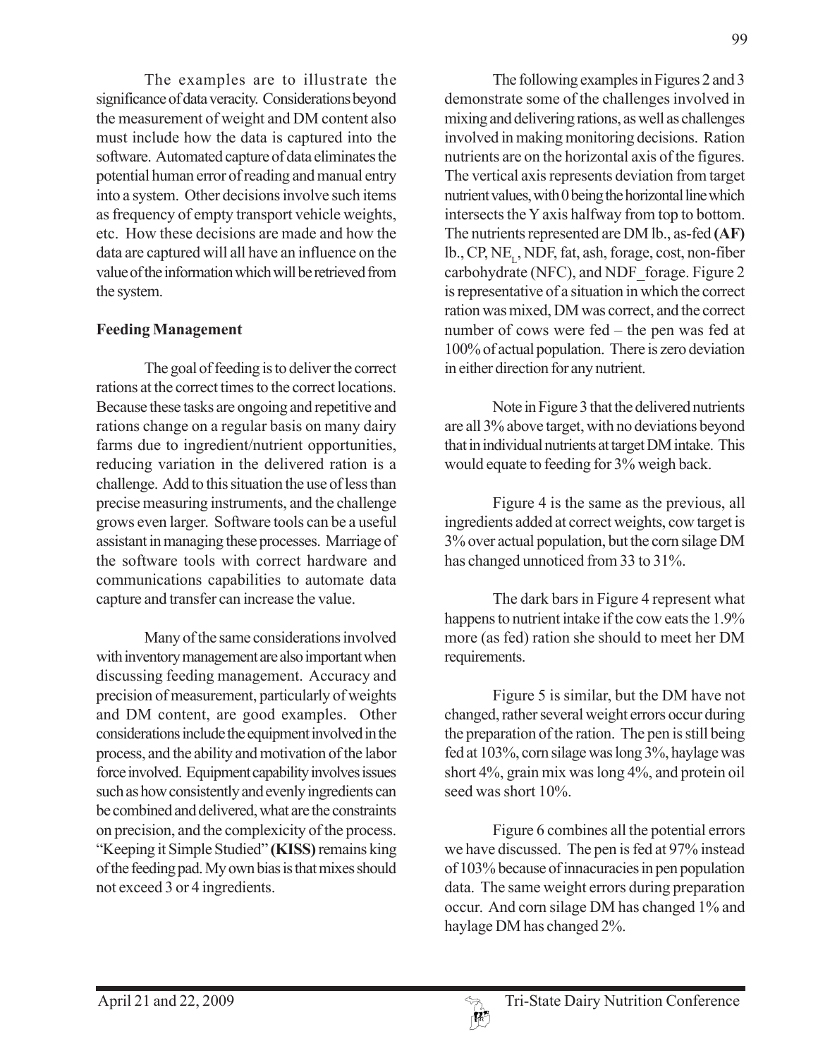The examples are to illustrate the significance of data veracity. Considerations beyond the measurement of weight and DM content also must include how the data is captured into the software. Automated capture of data eliminates the potential human error of reading and manual entry into a system. Other decisions involve such items as frequency of empty transport vehicle weights, etc. How these decisions are made and how the data are captured will all have an influence on the value of the information which will be retrieved from the system.

**Feeding Management**

The goal of feeding is to deliver the correct rations at the correct times to the correct locations. Because these tasks are ongoing and repetitive and rations change on a regular basis on many dairy farms due to ingredient/nutrient opportunities, reducing variation in the delivered ration is a challenge. Add to this situation the use of less than precise measuring instruments, and the challenge grows even larger. Software tools can be a useful assistant in managing these processes. Marriage of the software tools with correct hardware and communications capabilities to automate data capture and transfer can increase the value.

Many of the same considerations involved with inventory management are also important when discussing feeding management. Accuracy and precision of measurement, particularly of weights and DM content, are good examples. Other considerations include the equipment involved in the process, and the ability and motivation of the labor force involved. Equipment capability involves issues such as how consistently and evenly ingredients can be combined and delivered, what are the constraints on precision, and the complexicity of the process. "Keeping it Simple Studied" **(KISS)** remains king of the feeding pad. My own bias is that mixes should not exceed 3 or 4 ingredients.

The following examples in Figures 2 and 3 demonstrate some of the challenges involved in mixing and delivering rations, as well as challenges involved in making monitoring decisions. Ration nutrients are on the horizontal axis of the figures. The vertical axis represents deviation from target nutrient values, with 0 being the horizontal line which intersects the Y axis halfway from top to bottom. The nutrients represented are DM lb., as-fed **(AF)** lb., CP, $NE_L$, NDF, fat, ash, forage, cost, non-fiber carbohydrate (NFC), and NDF_forage. Figure 2 is representative of a situation in which the correct ration was mixed, DM was correct, and the correct number of cows were fed – the pen was fed at 100% of actual population. There is zero deviation in either direction for any nutrient.

Note in Figure 3 that the delivered nutrients are all 3% above target, with no deviations beyond that in individual nutrients at target DM intake. This would equate to feeding for 3% weigh back.

Figure 4 is the same as the previous, all ingredients added at correct weights, cow target is 3% over actual population, but the corn silage DM has changed unnoticed from 33 to 31%.

The dark bars in Figure 4 represent what happens to nutrient intake if the cow eats the 1.9% more (as fed) ration she should to meet her DM requirements.

Figure 5 is similar, but the DM have not changed, rather several weight errors occur during the preparation of the ration. The pen is still being fed at 103%, corn silage was long 3%, haylage was short 4%, grain mix was long 4%, and protein oil seed was short 10%.

Figure 6 combines all the potential errors we have discussed. The pen is fed at 97% instead of 103% because of innacuracies in pen population data. The same weight errors during preparation occur. And corn silage DM has changed 1% and haylage DM has changed 2%.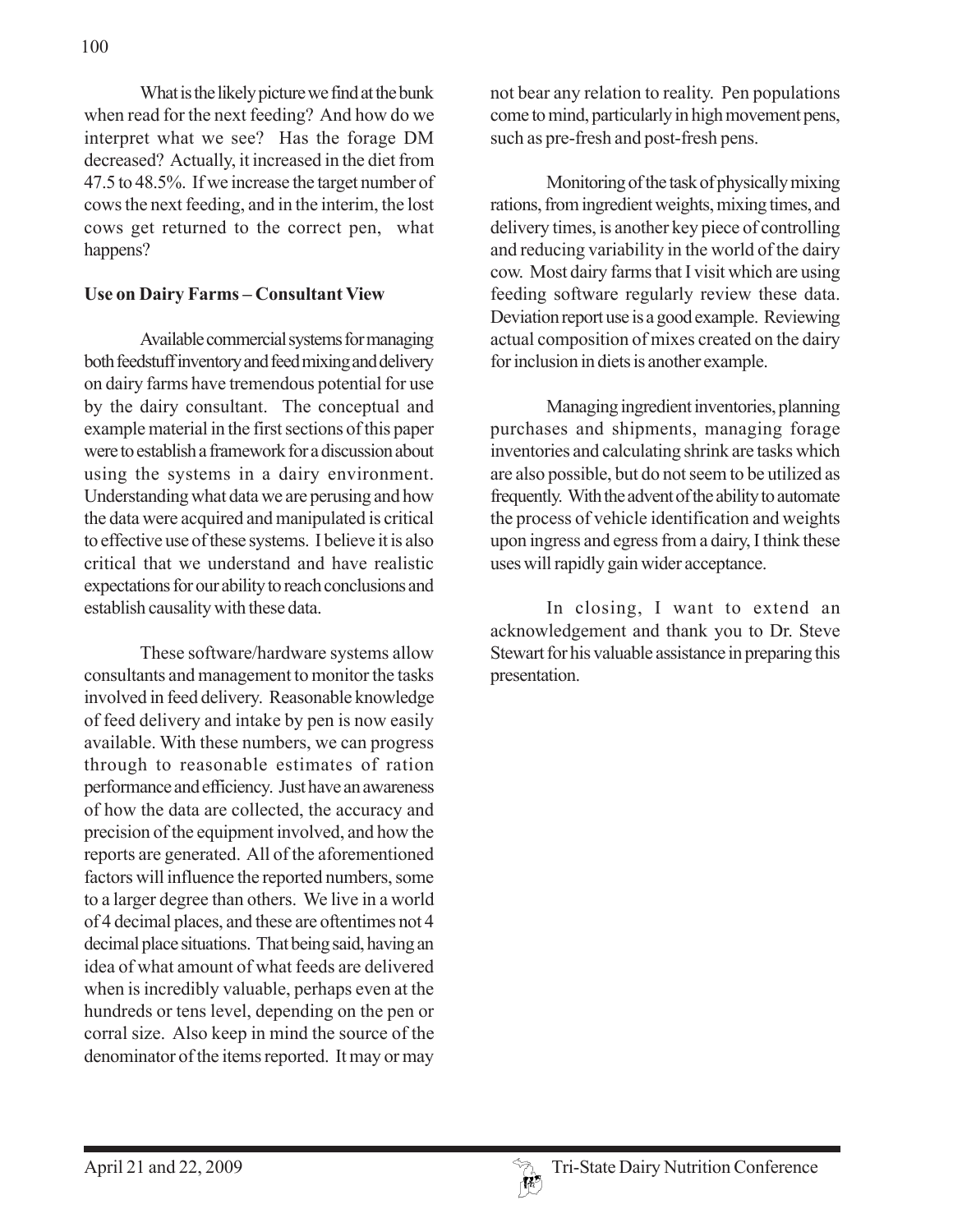What is the likely picture we find at the bunk when read for the next feeding? And how do we interpret what we see? Has the forage DM decreased? Actually, it increased in the diet from 47.5 to 48.5%. If we increase the target number of cows the next feeding, and in the interim, the lost cows get returned to the correct pen, what happens?

**Use on Dairy Farms – Consultant View**

Available commercial systems for managing both feedstuff inventory and feed mixing and delivery on dairy farms have tremendous potential for use by the dairy consultant. The conceptual and example material in the first sections of this paper were to establish a framework for a discussion about using the systems in a dairy environment. Understanding what data we are perusing and how the data were acquired and manipulated is critical to effective use of these systems. I believe it is also critical that we understand and have realistic expectations for our ability to reach conclusions and establish causality with these data.

These software/hardware systems allow consultants and management to monitor the tasks involved in feed delivery. Reasonable knowledge of feed delivery and intake by pen is now easily available. With these numbers, we can progress through to reasonable estimates of ration performance and efficiency. Just have an awareness of how the data are collected, the accuracy and precision of the equipment involved, and how the reports are generated. All of the aforementioned factors will influence the reported numbers, some to a larger degree than others. We live in a world of 4 decimal places, and these are oftentimes not 4 decimal place situations. That being said, having an idea of what amount of what feeds are delivered when is incredibly valuable, perhaps even at the hundreds or tens level, depending on the pen or corral size. Also keep in mind the source of the denominator of the items reported. It may or may not bear any relation to reality. Pen populations come to mind, particularly in high movement pens, such as pre-fresh and post-fresh pens.

Monitoring of the task of physically mixing rations, from ingredient weights, mixing times, and delivery times, is another key piece of controlling and reducing variability in the world of the dairy cow. Most dairy farms that I visit which are using feeding software regularly review these data. Deviation report use is a good example. Reviewing actual composition of mixes created on the dairy for inclusion in diets is another example.

Managing ingredient inventories, planning purchases and shipments, managing forage inventories and calculating shrink are tasks which are also possible, but do not seem to be utilized as frequently. With the advent of the ability to automate the process of vehicle identification and weights upon ingress and egress from a dairy, I think these uses will rapidly gain wider acceptance.

In closing, I want to extend an acknowledgement and thank you to Dr. Steve Stewart for his valuable assistance in preparing this presentation.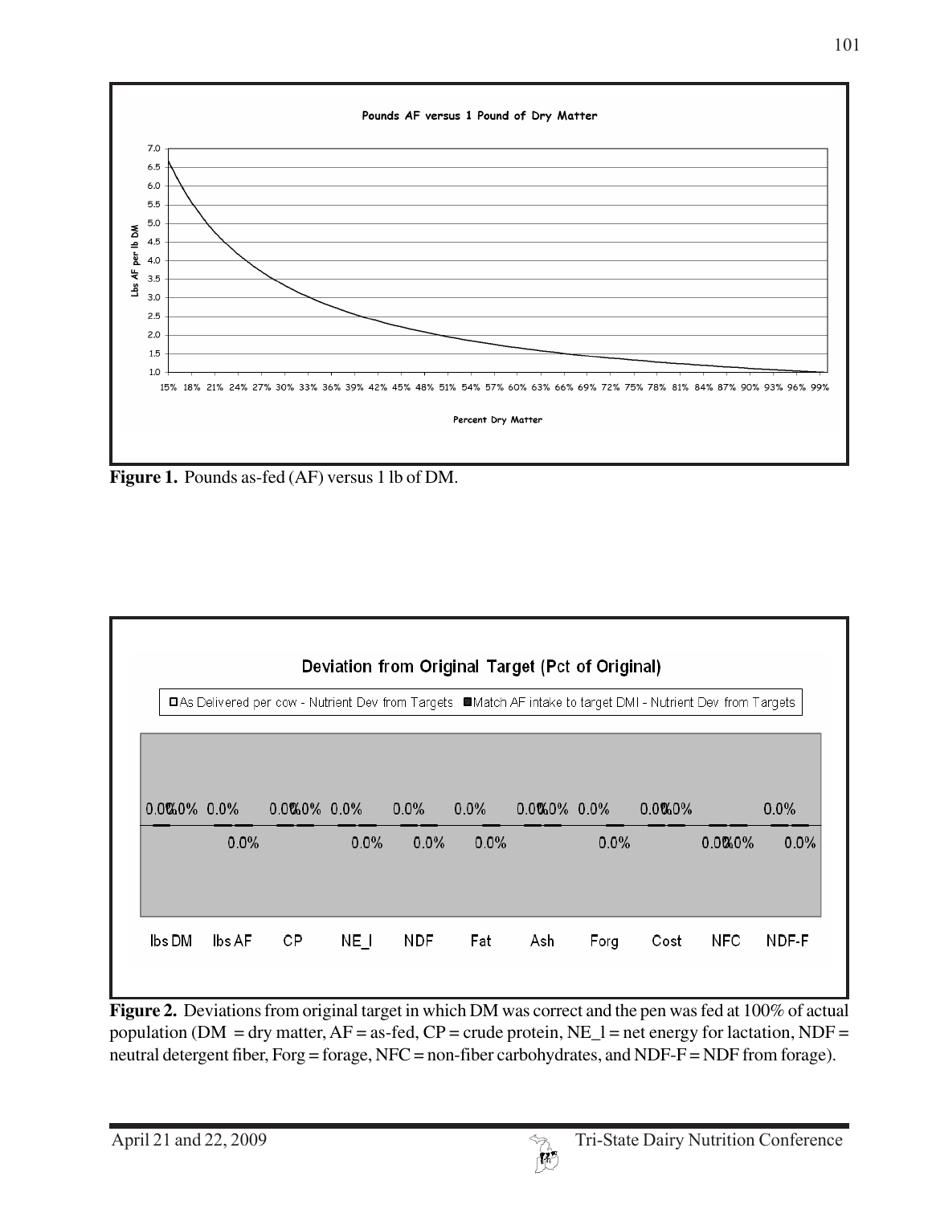Figure 1. Pounds as-fed (AF) versus 1 lb of DM.

Figure 2. Deviations from original target in which DM was correct and the pen was fed at 100% of actual population (DM = dry matter, AF = as-fed, CP = crude protein, NE_l = net energy for lactation, NDF = neutral detergent fiber, Forg = forage, NFC = non-fiber carbohydrates, and NDF-F = NDF from forage).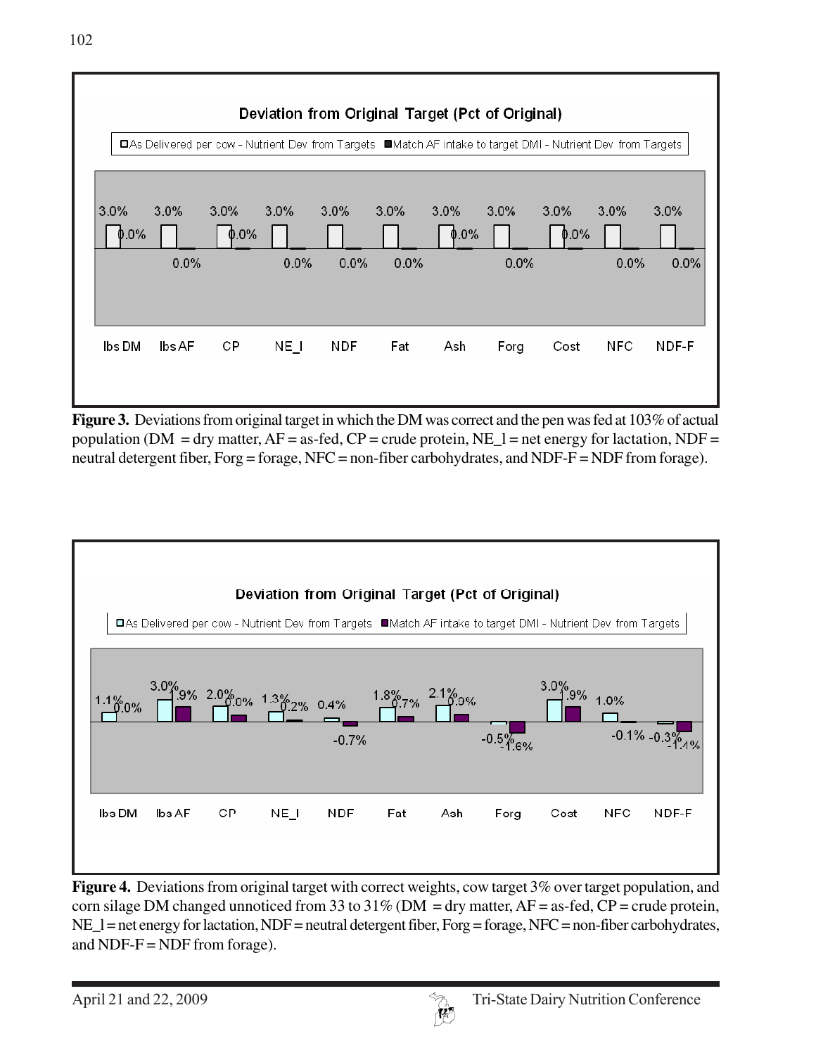**Deviation from Original Target (Pct of Original)**

| | lbs DM | lbs AF | CP | NE_l | NDF | Fat | Ash | Forg | Cost | NFC | NDF-F |
|---|---|---|---|---|---|---|---|---|---|---|---|
| As Delivered per cow - Nutrient Dev from Targets | 3.0% | 3.0% | 3.0% | 3.0% | 3.0% | 3.0% | 3.0% | 3.0% | 3.0% | 3.0% | 3.0% |
| Match AF intake to target DMI - Nutrient Dev from Targets | 0.0% | 0.0% | 0.0% | 0.0% | 0.0% | 0.0% | 0.0% | 0.0% | 0.0% | 0.0% | 0.0% |

**Figure 3.** Deviations from original target in which the DM was correct and the pen was fed at 103% of actual population (DM = dry matter, AF = as-fed, CP = crude protein, NE_l = net energy for lactation, NDF = neutral detergent fiber, Forg = forage, NFC = non-fiber carbohydrates, and NDF-F = NDF from forage).

**Deviation from Original Target (Pct of Original)**

| | lbs DM | lbs AF | CP | NE_l | NDF | Fat | Ash | Forg | Cost | NFC | NDF-F |
|---|---|---|---|---|---|---|---|---|---|---|---|
| As Delivered per cow - Nutrient Dev from Targets | 1.1% | 3.0% | 2.0% | 1.3% | 0.4% | 1.8% | 2.1% | -0.5% | 3.0% | 1.0% | -0.3% |
| Match AF intake to target DMI - Nutrient Dev from Targets | 0.0% | 1.9% | 0.0% | 0.2% | -0.7% | 0.7% | 0.0% | -1.6% | 1.9% | -0.1% | -1.1% |

**Figure 4.** Deviations from original target with correct weights, cow target 3% over target population, and corn silage DM changed unnoticed from 33 to 31% (DM = dry matter, AF = as-fed, CP = crude protein, NE_l = net energy for lactation, NDF = neutral detergent fiber, Forg = forage, NFC = non-fiber carbohydrates, and NDF-F = NDF from forage).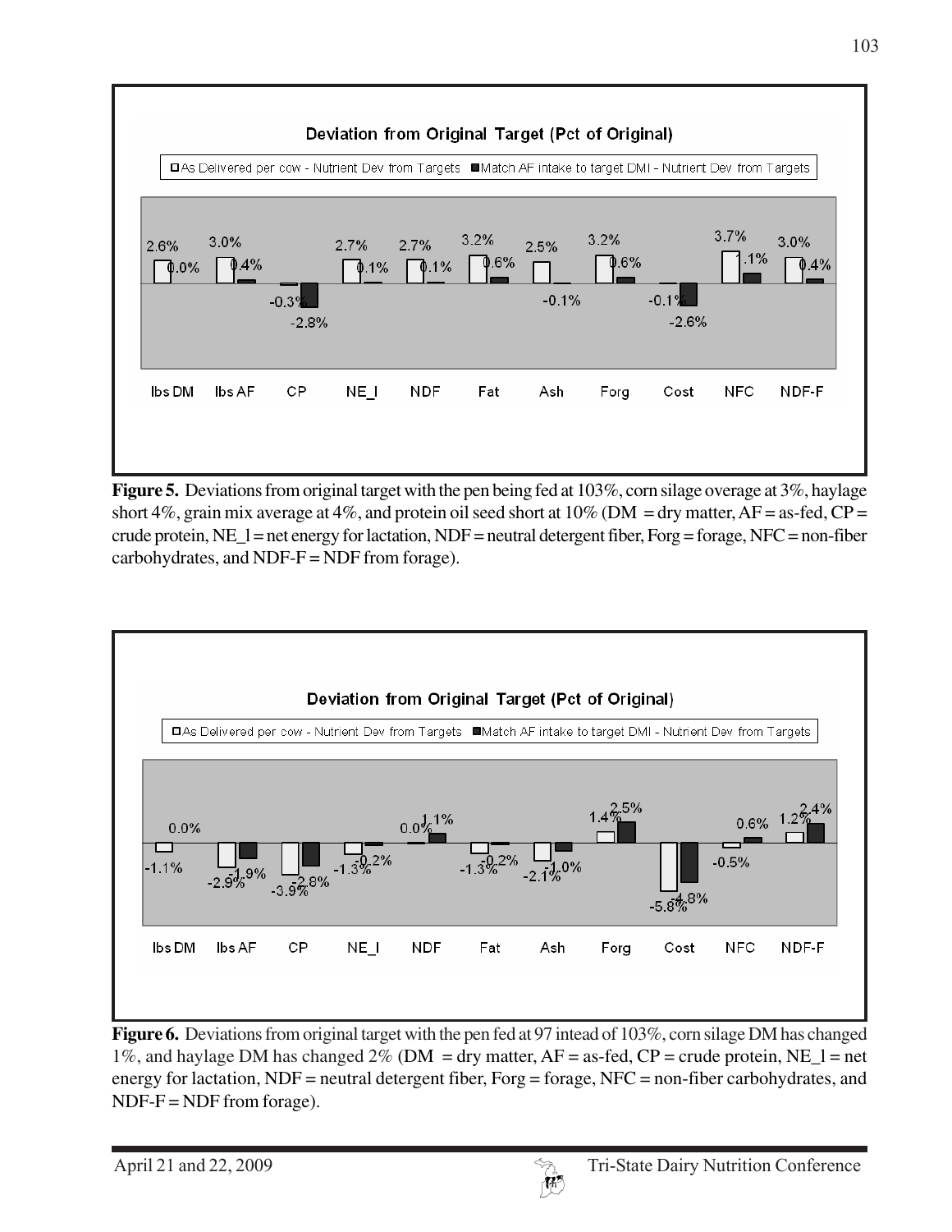Deviation from Original Target (Pct of Original)

As Delivered per cow - Nutrient Dev from Targets ■ Match AF intake to target DMI - Nutrient Dev from Targets

2.6% 0.0% 3.0% 0.4% -0.3% -2.8% 2.7% 0.1% 2.7% 0.1% 3.2% 0.6% 2.5% -0.1% 3.2% 0.6% -0.1% -2.6% 3.7% 1.1% 3.0% 0.4%

lbs DM lbs AF CP NE_l NDF Fat Ash Forg Cost NFC NDF-F

**Figure 5.** Deviations from original target with the pen being fed at 103%, corn silage overage at 3%, haylage short 4%, grain mix average at 4%, and protein oil seed short at 10% (DM = dry matter, AF = as-fed, CP = crude protein, NE_l = net energy for lactation, NDF = neutral detergent fiber, Forg = forage, NFC = non-fiber carbohydrates, and NDF-F = NDF from forage).

Deviation from Original Target (Pct of Original)

As Delivered per cow - Nutrient Dev from Targets ■ Match AF intake to target DMI - Nutrient Dev from Targets

-1.1% 0.0% -2.9% -1.9% -3.9% -2.8% -1.3% -0.2% 0.0% 1.1% -1.3% -0.2% -2.1% -1.0% 1.4% 2.5% -5.8% -4.8% -0.5% 0.6% 1.2% 2.4%

lbs DM lbs AF CP NE_l NDF Fat Ash Forg Cost NFC NDF-F

**Figure 6.** Deviations from original target with the pen fed at 97 intead of 103%, corn silage DM has changed 1%, and haylage DM has changed 2% (DM = dry matter, AF = as-fed, CP = crude protein, NE_l = net energy for lactation, NDF = neutral detergent fiber, Forg = forage, NFC = non-fiber carbohydrates, and NDF-F = NDF from forage).